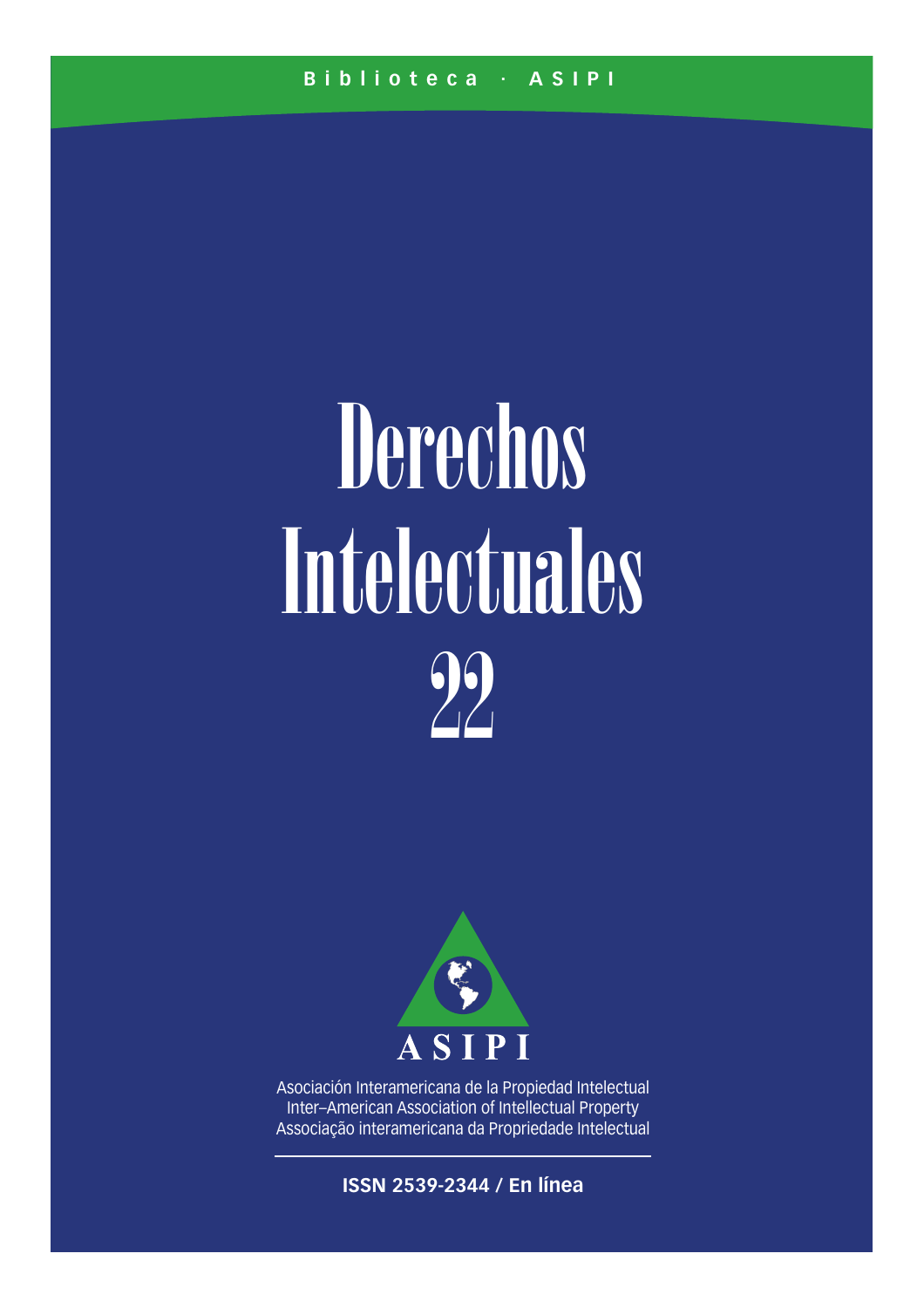Biblioteca · ASIPI

# Derechos Intelectuales 22

ASIPI

Asociación Interamericana de la Propiedad Intelectual
Inter–American Association of Intellectual Property
Associação interamericana da Propriedade Intelectual

**ISSN 2539-2344 / En línea**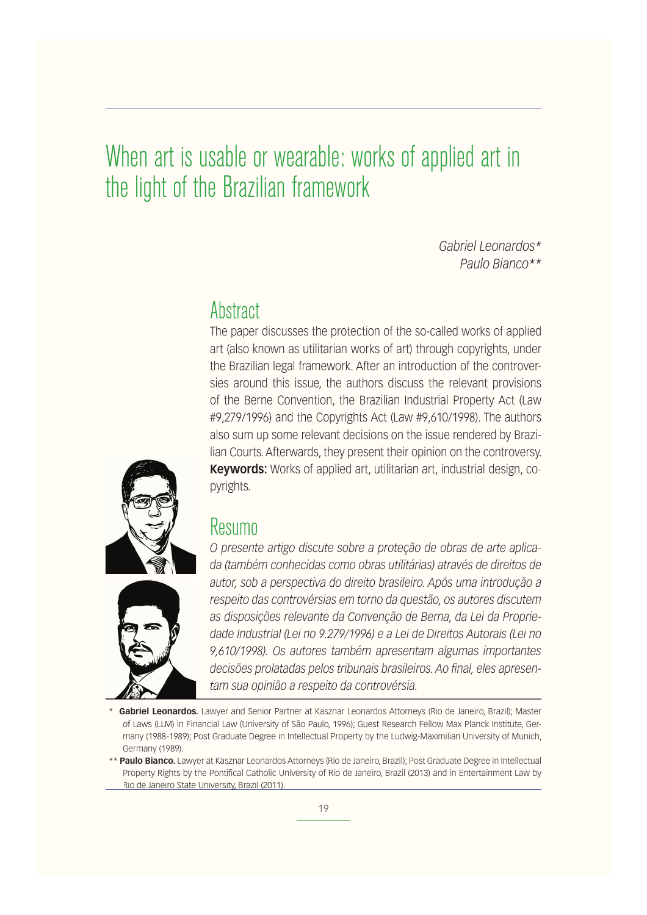# When art is usable or wearable: works of applied art in the light of the Brazilian framework

*Gabriel Leonardos\**
*Paulo Bianco\*\**

## Abstract

The paper discusses the protection of the so-called works of applied art (also known as utilitarian works of art) through copyrights, under the Brazilian legal framework. After an introduction of the controversies around this issue, the authors discuss the relevant provisions of the Berne Convention, the Brazilian Industrial Property Act (Law #9,279/1996) and the Copyrights Act (Law #9,610/1998). The authors also sum up some relevant decisions on the issue rendered by Brazilian Courts. Afterwards, they present their opinion on the controversy.

**Keywords:** Works of applied art, utilitarian art, industrial design, copyrights.

## Resumo

*O presente artigo discute sobre a proteção de obras de arte aplicada (também conhecidas como obras utilitárias) através de direitos de autor, sob a perspectiva do direito brasileiro. Após uma introdução a respeito das controvérsias em torno da questão, os autores discutem as disposições relevante da Convenção de Berna, da Lei da Propriedade Industrial (Lei no 9.279/1996) e a Lei de Direitos Autorais (Lei no 9,610/1998). Os autores também apresentam algumas importantes decisões prolatadas pelos tribunais brasileiros. Ao final, eles apresentam sua opinião a respeito da controvérsia.*

---

\* **Gabriel Leonardos.** Lawyer and Senior Partner at Kasznar Leonardos Attorneys (Rio de Janeiro, Brazil); Master of Laws (LLM) in Financial Law (University of São Paulo, 1996); Guest Research Fellow Max Planck Institute, Germany (1988-1989); Post Graduate Degree in Intellectual Property by the Ludwig-Maximilian University of Munich, Germany (1989).

\*\* **Paulo Bianco.** Lawyer at Kasznar Leonardos Attorneys (Rio de Janeiro, Brazil); Post Graduate Degree in Intellectual Property Rights by the Pontifical Catholic University of Rio de Janeiro, Brazil (2013) and in Entertainment Law by Rio de Janeiro State University, Brazil (2011).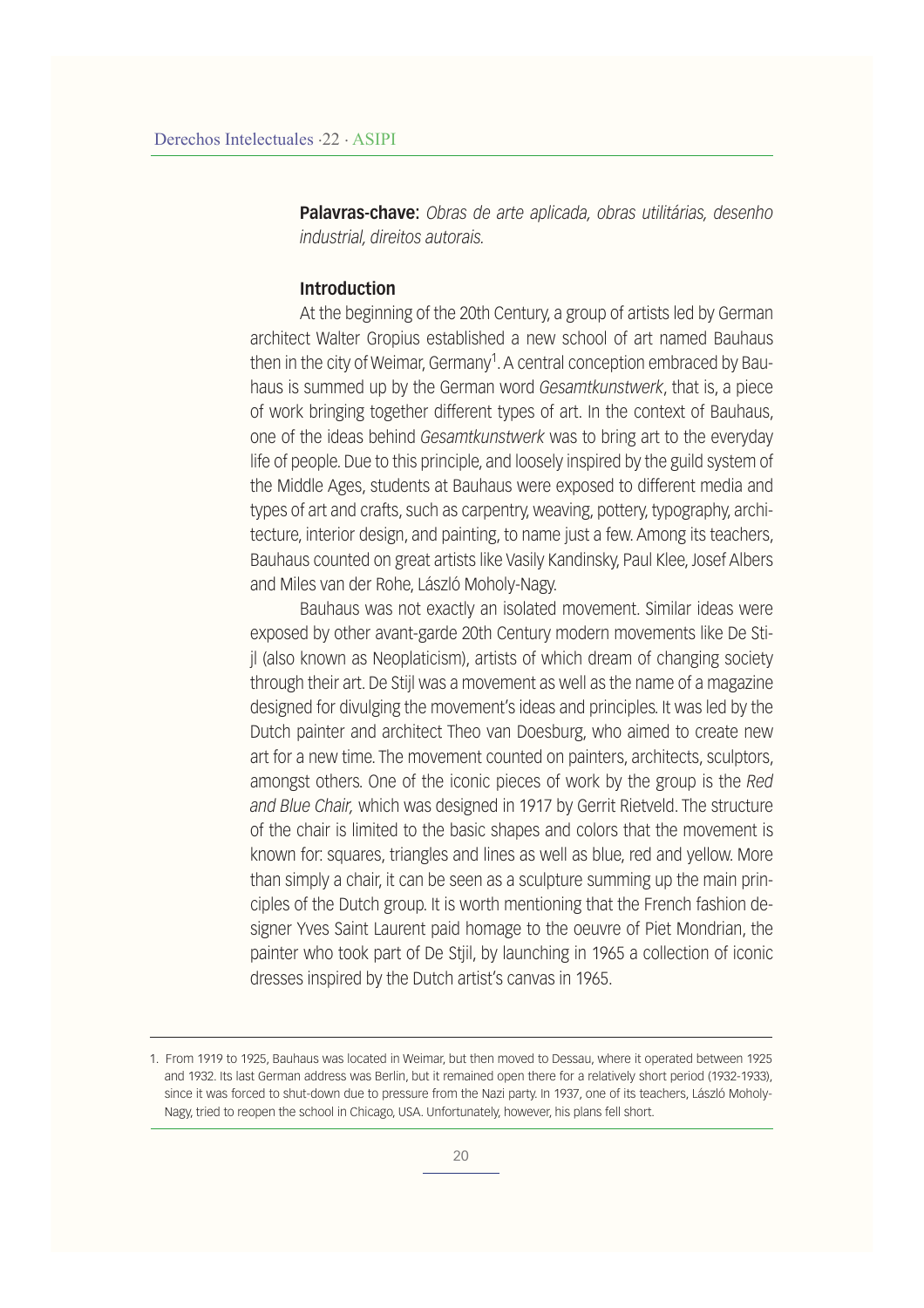**Palavras-chave:** *Obras de arte aplicada, obras utilitárias, desenho industrial, direitos autorais.*

## Introduction

At the beginning of the 20th Century, a group of artists led by German architect Walter Gropius established a new school of art named Bauhaus then in the city of Weimar, Germany[1]. A central conception embraced by Bauhaus is summed up by the German word *Gesamtkunstwerk*, that is, a piece of work bringing together different types of art. In the context of Bauhaus, one of the ideas behind *Gesamtkunstwerk* was to bring art to the everyday life of people. Due to this principle, and loosely inspired by the guild system of the Middle Ages, students at Bauhaus were exposed to different media and types of art and crafts, such as carpentry, weaving, pottery, typography, architecture, interior design, and painting, to name just a few. Among its teachers, Bauhaus counted on great artists like Vasily Kandinsky, Paul Klee, Josef Albers and Miles van der Rohe, László Moholy-Nagy.

Bauhaus was not exactly an isolated movement. Similar ideas were exposed by other avant-garde 20th Century modern movements like De Stijl (also known as Neoplaticism), artists of which dream of changing society through their art. De Stijl was a movement as well as the name of a magazine designed for divulging the movement's ideas and principles. It was led by the Dutch painter and architect Theo van Doesburg, who aimed to create new art for a new time. The movement counted on painters, architects, sculptors, amongst others. One of the iconic pieces of work by the group is the *Red and Blue Chair,* which was designed in 1917 by Gerrit Rietveld. The structure of the chair is limited to the basic shapes and colors that the movement is known for: squares, triangles and lines as well as blue, red and yellow. More than simply a chair, it can be seen as a sculpture summing up the main principles of the Dutch group. It is worth mentioning that the French fashion designer Yves Saint Laurent paid homage to the oeuvre of Piet Mondrian, the painter who took part of De Stjil, by launching in 1965 a collection of iconic dresses inspired by the Dutch artist's canvas in 1965.

---

1. From 1919 to 1925, Bauhaus was located in Weimar, but then moved to Dessau, where it operated between 1925 and 1932. Its last German address was Berlin, but it remained open there for a relatively short period (1932-1933), since it was forced to shut-down due to pressure from the Nazi party. In 1937, one of its teachers, László Moholy-Nagy, tried to reopen the school in Chicago, USA. Unfortunately, however, his plans fell short.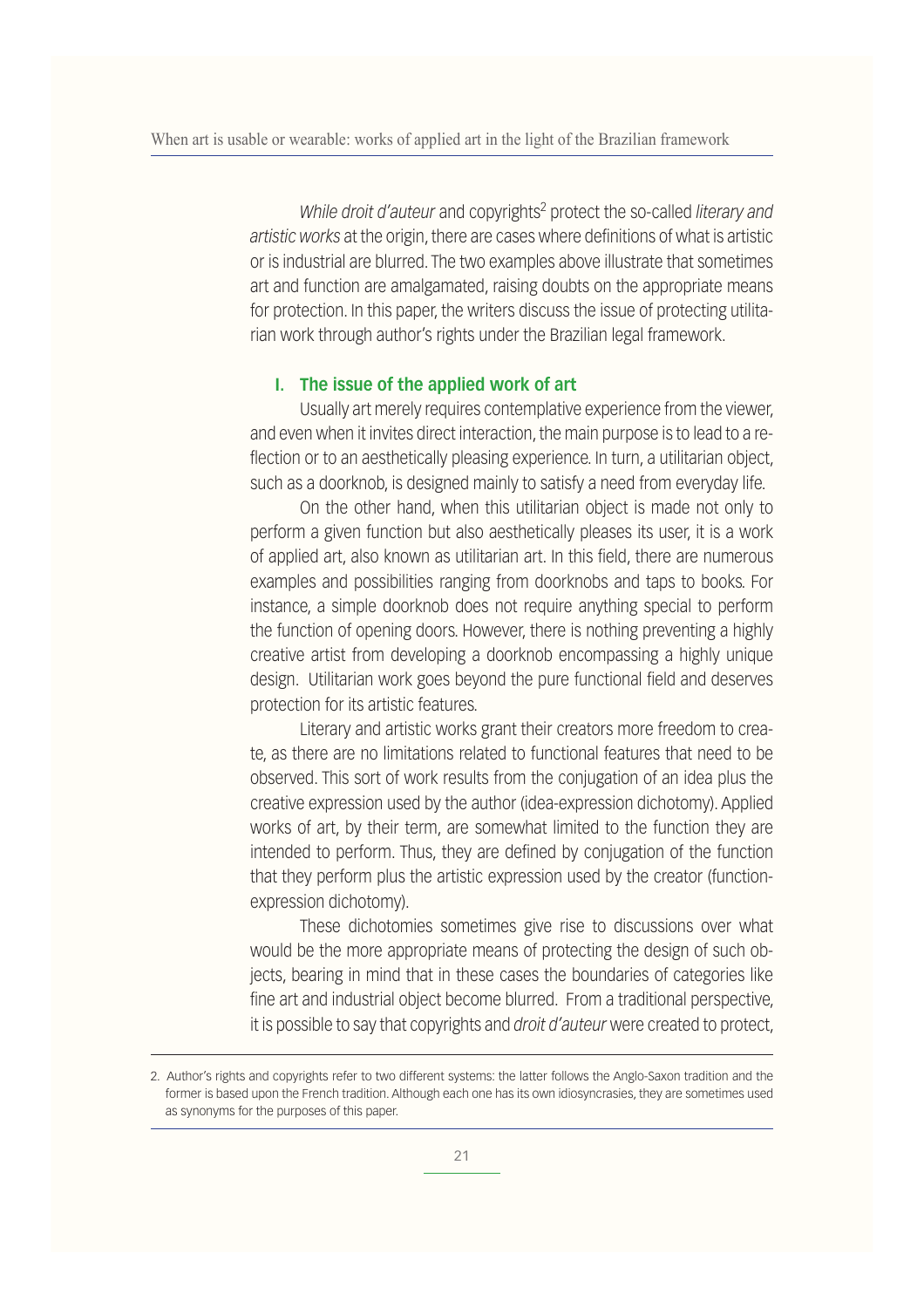*While droit d'auteur* and copyrights[2] protect the so-called *literary and artistic works* at the origin, there are cases where definitions of what is artistic or is industrial are blurred. The two examples above illustrate that sometimes art and function are amalgamated, raising doubts on the appropriate means for protection. In this paper, the writers discuss the issue of protecting utilitarian work through author's rights under the Brazilian legal framework.

## I. The issue of the applied work of art

Usually art merely requires contemplative experience from the viewer, and even when it invites direct interaction, the main purpose is to lead to a reflection or to an aesthetically pleasing experience. In turn, a utilitarian object, such as a doorknob, is designed mainly to satisfy a need from everyday life.

On the other hand, when this utilitarian object is made not only to perform a given function but also aesthetically pleases its user, it is a work of applied art, also known as utilitarian art. In this field, there are numerous examples and possibilities ranging from doorknobs and taps to books. For instance, a simple doorknob does not require anything special to perform the function of opening doors. However, there is nothing preventing a highly creative artist from developing a doorknob encompassing a highly unique design. Utilitarian work goes beyond the pure functional field and deserves protection for its artistic features.

Literary and artistic works grant their creators more freedom to create, as there are no limitations related to functional features that need to be observed. This sort of work results from the conjugation of an idea plus the creative expression used by the author (idea-expression dichotomy). Applied works of art, by their term, are somewhat limited to the function they are intended to perform. Thus, they are defined by conjugation of the function that they perform plus the artistic expression used by the creator (function-expression dichotomy).

These dichotomies sometimes give rise to discussions over what would be the more appropriate means of protecting the design of such objects, bearing in mind that in these cases the boundaries of categories like fine art and industrial object become blurred. From a traditional perspective, it is possible to say that copyrights and *droit d'auteur* were created to protect,

2. Author's rights and copyrights refer to two different systems: the latter follows the Anglo-Saxon tradition and the former is based upon the French tradition. Although each one has its own idiosyncrasies, they are sometimes used as synonyms for the purposes of this paper.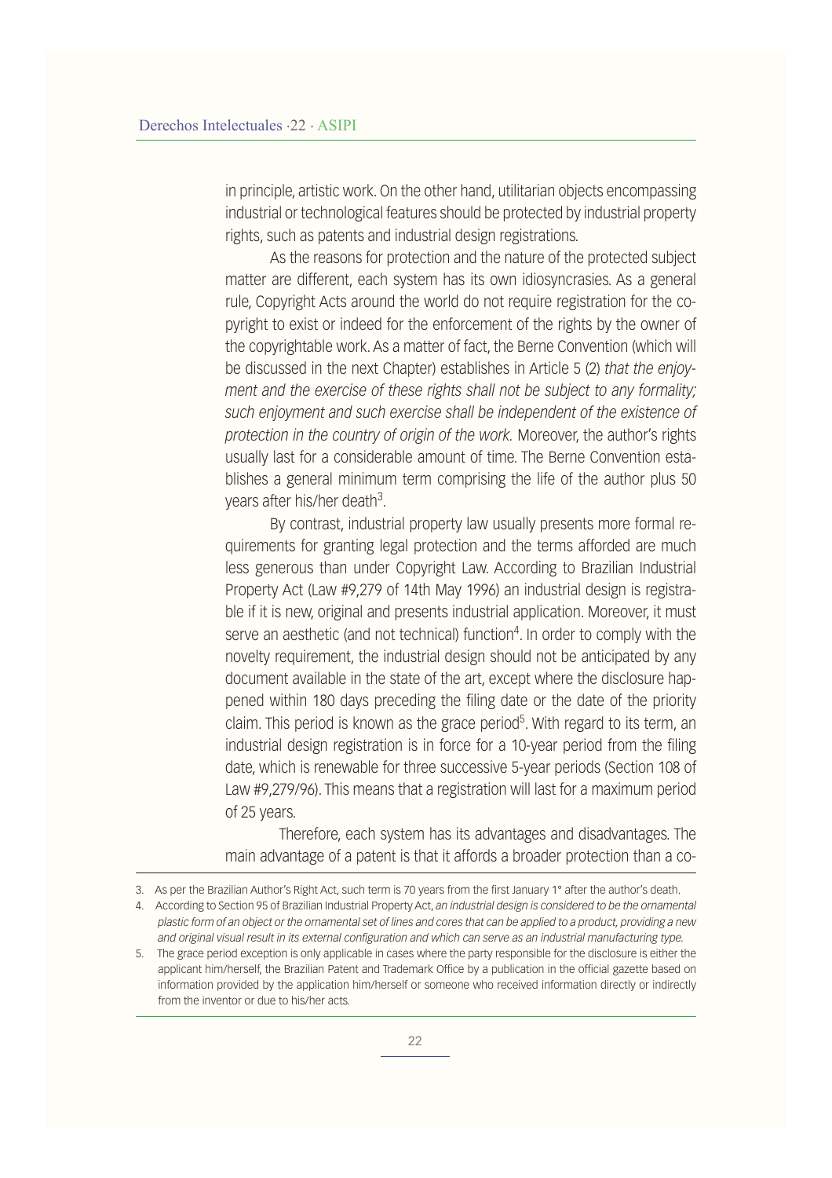in principle, artistic work. On the other hand, utilitarian objects encompassing industrial or technological features should be protected by industrial property rights, such as patents and industrial design registrations.

As the reasons for protection and the nature of the protected subject matter are different, each system has its own idiosyncrasies. As a general rule, Copyright Acts around the world do not require registration for the copyright to exist or indeed for the enforcement of the rights by the owner of the copyrightable work. As a matter of fact, the Berne Convention (which will be discussed in the next Chapter) establishes in Article 5 (2) *that the enjoyment and the exercise of these rights shall not be subject to any formality; such enjoyment and such exercise shall be independent of the existence of protection in the country of origin of the work.* Moreover, the author's rights usually last for a considerable amount of time. The Berne Convention establishes a general minimum term comprising the life of the author plus 50 years after his/her death[3].

By contrast, industrial property law usually presents more formal requirements for granting legal protection and the terms afforded are much less generous than under Copyright Law. According to Brazilian Industrial Property Act (Law #9,279 of 14th May 1996) an industrial design is registrable if it is new, original and presents industrial application. Moreover, it must serve an aesthetic (and not technical) function[4]. In order to comply with the novelty requirement, the industrial design should not be anticipated by any document available in the state of the art, except where the disclosure happened within 180 days preceding the filing date or the date of the priority claim. This period is known as the grace period[5]. With regard to its term, an industrial design registration is in force for a 10-year period from the filing date, which is renewable for three successive 5-year periods (Section 108 of Law #9,279/96). This means that a registration will last for a maximum period of 25 years.

Therefore, each system has its advantages and disadvantages. The main advantage of a patent is that it affords a broader protection than a co-

---

3. As per the Brazilian Author's Right Act, such term is 70 years from the first January 1° after the author's death.
4. According to Section 95 of Brazilian Industrial Property Act, *an industrial design is considered to be the ornamental plastic form of an object or the ornamental set of lines and cores that can be applied to a product, providing a new and original visual result in its external configuration and which can serve as an industrial manufacturing type.*
5. The grace period exception is only applicable in cases where the party responsible for the disclosure is either the applicant him/herself, the Brazilian Patent and Trademark Office by a publication in the official gazette based on information provided by the application him/herself or someone who received information directly or indirectly from the inventor or due to his/her acts.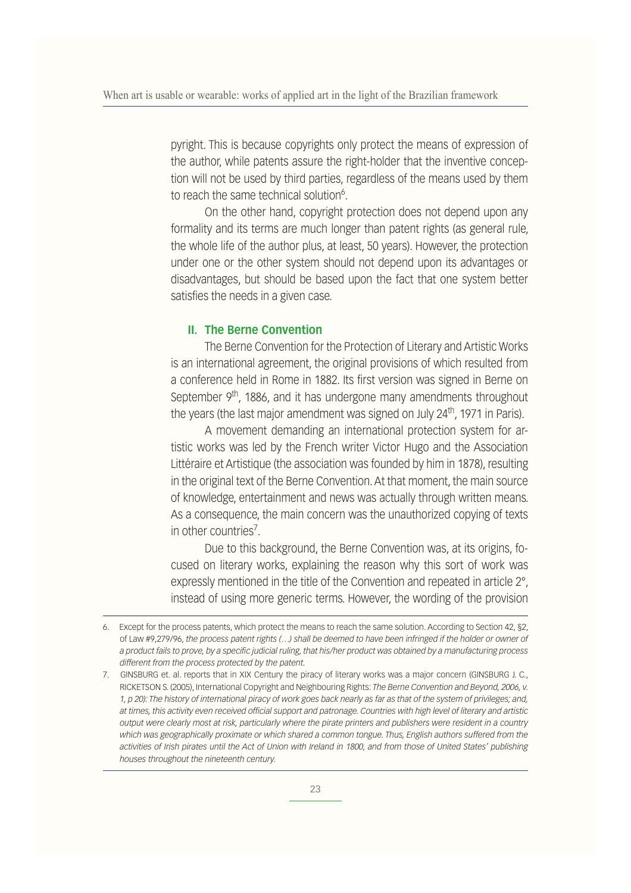pyright. This is because copyrights only protect the means of expression of the author, while patents assure the right-holder that the inventive conception will not be used by third parties, regardless of the means used by them to reach the same technical solution[6].

On the other hand, copyright protection does not depend upon any formality and its terms are much longer than patent rights (as general rule, the whole life of the author plus, at least, 50 years). However, the protection under one or the other system should not depend upon its advantages or disadvantages, but should be based upon the fact that one system better satisfies the needs in a given case.

## II. The Berne Convention

The Berne Convention for the Protection of Literary and Artistic Works is an international agreement, the original provisions of which resulted from a conference held in Rome in 1882. Its first version was signed in Berne on September 9th, 1886, and it has undergone many amendments throughout the years (the last major amendment was signed on July 24th, 1971 in Paris).

A movement demanding an international protection system for artistic works was led by the French writer Victor Hugo and the Association Littéraire et Artistique (the association was founded by him in 1878), resulting in the original text of the Berne Convention. At that moment, the main source of knowledge, entertainment and news was actually through written means. As a consequence, the main concern was the unauthorized copying of texts in other countries[7].

Due to this background, the Berne Convention was, at its origins, focused on literary works, explaining the reason why this sort of work was expressly mentioned in the title of the Convention and repeated in article 2°, instead of using more generic terms. However, the wording of the provision

---

6. Except for the process patents, which protect the means to reach the same solution. According to Section 42, §2, of Law #9,279/96, *the process patent rights (…) shall be deemed to have been infringed if the holder or owner of a product fails to prove, by a specific judicial ruling, that his/her product was obtained by a manufacturing process different from the process protected by the patent.*

7. GINSBURG et. al. reports that in XIX Century the piracy of literary works was a major concern (GINSBURG J. C., RICKETSON S. (2005), International Copyright and Neighbouring Rights: *The Berne Convention and Beyond, 2006, v. 1, p 20): The history of international piracy of work goes back nearly as far as that of the system of privileges; and, at times, this activity even received official support and patronage. Countries with high level of literary and artistic output were clearly most at risk, particularly where the pirate printers and publishers were resident in a country which was geographically proximate or which shared a common tongue. Thus, English authors suffered from the activities of Irish pirates until the Act of Union with Ireland in 1800, and from those of United States' publishing houses throughout the nineteenth century.*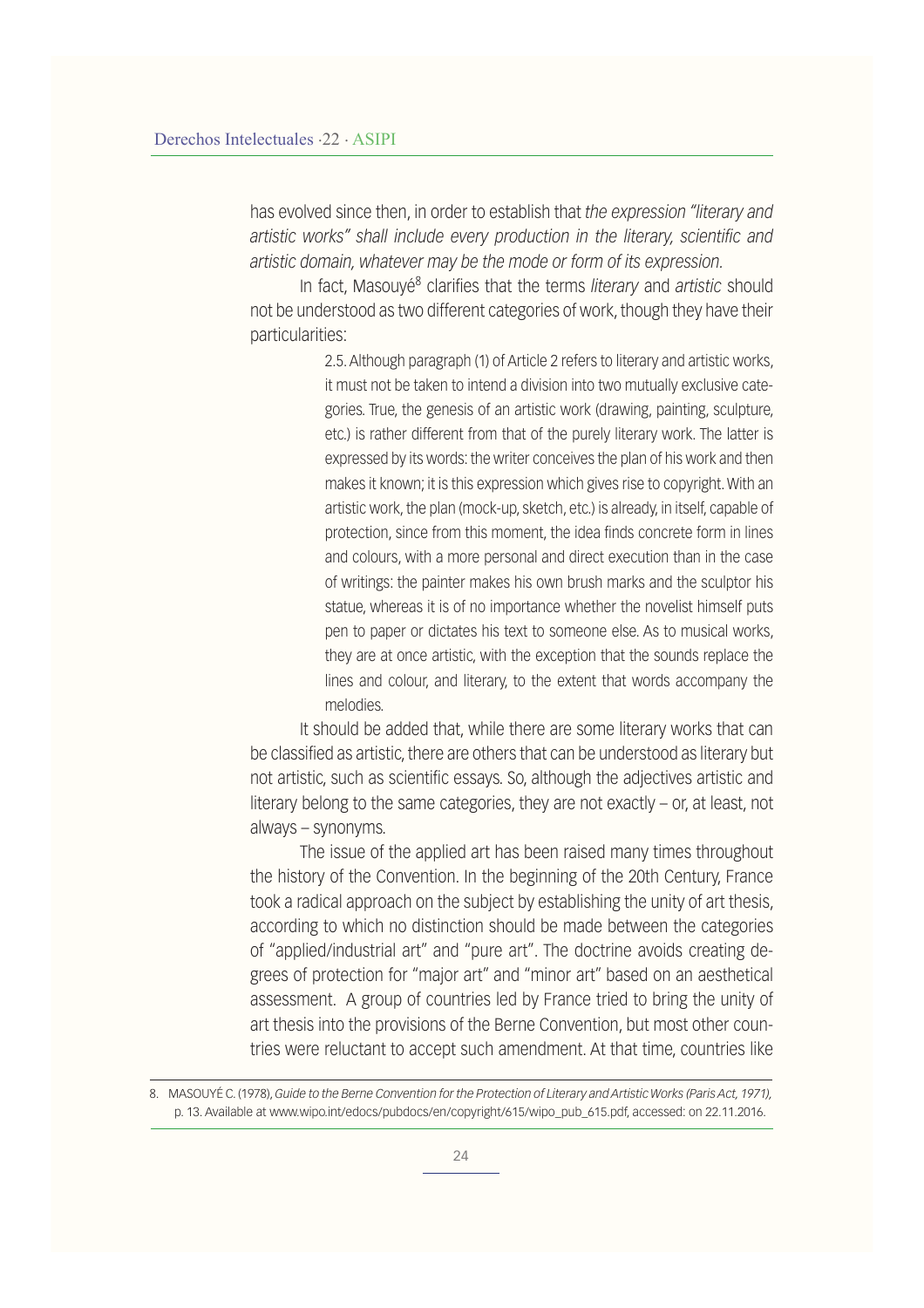has evolved since then, in order to establish that *the expression "literary and artistic works" shall include every production in the literary, scientific and artistic domain, whatever may be the mode or form of its expression*.

In fact, Masouyé[8] clarifies that the terms *literary* and *artistic* should not be understood as two different categories of work, though they have their particularities:

> 2.5. Although paragraph (1) of Article 2 refers to literary and artistic works, it must not be taken to intend a division into two mutually exclusive categories. True, the genesis of an artistic work (drawing, painting, sculpture, etc.) is rather different from that of the purely literary work. The latter is expressed by its words: the writer conceives the plan of his work and then makes it known; it is this expression which gives rise to copyright. With an artistic work, the plan (mock-up, sketch, etc.) is already, in itself, capable of protection, since from this moment, the idea finds concrete form in lines and colours, with a more personal and direct execution than in the case of writings: the painter makes his own brush marks and the sculptor his statue, whereas it is of no importance whether the novelist himself puts pen to paper or dictates his text to someone else. As to musical works, they are at once artistic, with the exception that the sounds replace the lines and colour, and literary, to the extent that words accompany the melodies.

It should be added that, while there are some literary works that can be classified as artistic, there are others that can be understood as literary but not artistic, such as scientific essays. So, although the adjectives artistic and literary belong to the same categories, they are not exactly – or, at least, not always – synonyms.

The issue of the applied art has been raised many times throughout the history of the Convention. In the beginning of the 20th Century, France took a radical approach on the subject by establishing the unity of art thesis, according to which no distinction should be made between the categories of "applied/industrial art" and "pure art". The doctrine avoids creating degrees of protection for "major art" and "minor art" based on an aesthetical assessment. A group of countries led by France tried to bring the unity of art thesis into the provisions of the Berne Convention, but most other countries were reluctant to accept such amendment. At that time, countries like

---

8. MASOUYÉ C. (1978), *Guide to the Berne Convention for the Protection of Literary and Artistic Works (Paris Act, 1971),* p. 13. Available at www.wipo.int/edocs/pubdocs/en/copyright/615/wipo_pub_615.pdf, accessed: on 22.11.2016.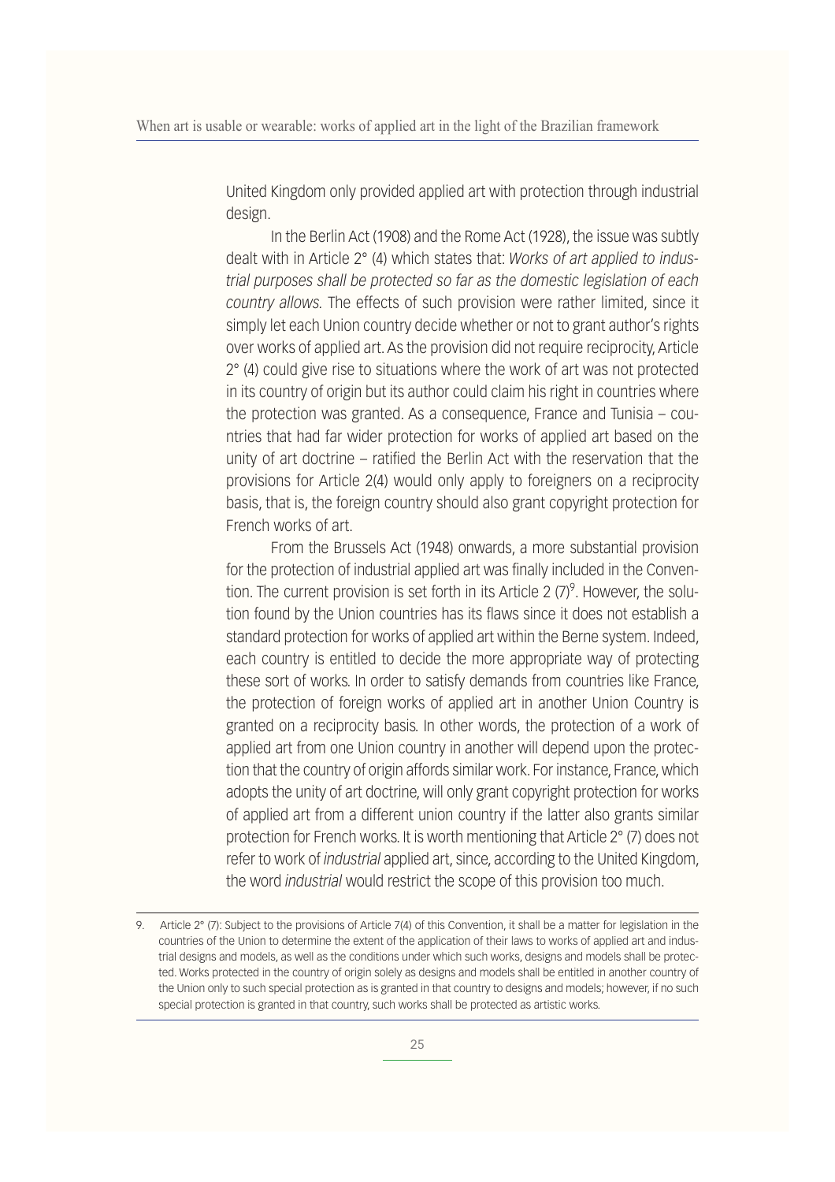United Kingdom only provided applied art with protection through industrial design.

In the Berlin Act (1908) and the Rome Act (1928), the issue was subtly dealt with in Article 2° (4) which states that: *Works of art applied to industrial purposes shall be protected so far as the domestic legislation of each country allows.* The effects of such provision were rather limited, since it simply let each Union country decide whether or not to grant author's rights over works of applied art. As the provision did not require reciprocity, Article 2° (4) could give rise to situations where the work of art was not protected in its country of origin but its author could claim his right in countries where the protection was granted. As a consequence, France and Tunisia – countries that had far wider protection for works of applied art based on the unity of art doctrine – ratified the Berlin Act with the reservation that the provisions for Article 2(4) would only apply to foreigners on a reciprocity basis, that is, the foreign country should also grant copyright protection for French works of art.

From the Brussels Act (1948) onwards, a more substantial provision for the protection of industrial applied art was finally included in the Convention. The current provision is set forth in its Article 2 (7)[9]. However, the solution found by the Union countries has its flaws since it does not establish a standard protection for works of applied art within the Berne system. Indeed, each country is entitled to decide the more appropriate way of protecting these sort of works. In order to satisfy demands from countries like France, the protection of foreign works of applied art in another Union Country is granted on a reciprocity basis. In other words, the protection of a work of applied art from one Union country in another will depend upon the protection that the country of origin affords similar work. For instance, France, which adopts the unity of art doctrine, will only grant copyright protection for works of applied art from a different union country if the latter also grants similar protection for French works. It is worth mentioning that Article 2° (7) does not refer to work of *industrial* applied art, since, according to the United Kingdom, the word *industrial* would restrict the scope of this provision too much.

---

9. Article 2° (7): Subject to the provisions of Article 7(4) of this Convention, it shall be a matter for legislation in the countries of the Union to determine the extent of the application of their laws to works of applied art and industrial designs and models, as well as the conditions under which such works, designs and models shall be protected. Works protected in the country of origin solely as designs and models shall be entitled in another country of the Union only to such special protection as is granted in that country to designs and models; however, if no such special protection is granted in that country, such works shall be protected as artistic works.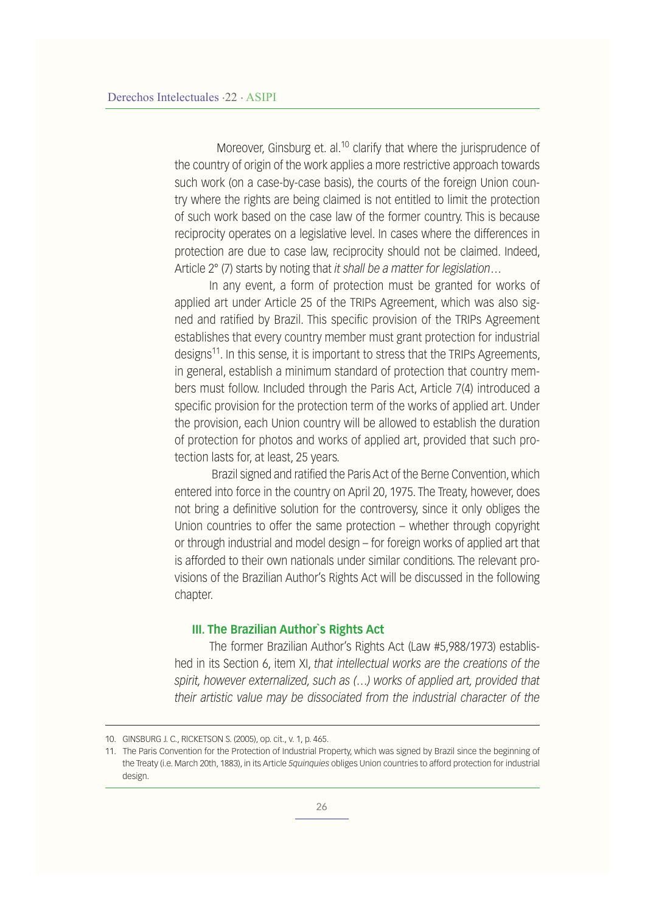Moreover, Ginsburg et. al.[10] clarify that where the jurisprudence of the country of origin of the work applies a more restrictive approach towards such work (on a case-by-case basis), the courts of the foreign Union country where the rights are being claimed is not entitled to limit the protection of such work based on the case law of the former country. This is because reciprocity operates on a legislative level. In cases where the differences in protection are due to case law, reciprocity should not be claimed. Indeed, Article 2° (7) starts by noting that *it shall be a matter for legislation…*

In any event, a form of protection must be granted for works of applied art under Article 25 of the TRIPs Agreement, which was also signed and ratified by Brazil. This specific provision of the TRIPs Agreement establishes that every country member must grant protection for industrial designs[11]. In this sense, it is important to stress that the TRIPs Agreements, in general, establish a minimum standard of protection that country members must follow. Included through the Paris Act, Article 7(4) introduced a specific provision for the protection term of the works of applied art. Under the provision, each Union country will be allowed to establish the duration of protection for photos and works of applied art, provided that such protection lasts for, at least, 25 years.

Brazil signed and ratified the Paris Act of the Berne Convention, which entered into force in the country on April 20, 1975. The Treaty, however, does not bring a definitive solution for the controversy, since it only obliges the Union countries to offer the same protection – whether through copyright or through industrial and model design – for foreign works of applied art that is afforded to their own nationals under similar conditions. The relevant provisions of the Brazilian Author's Rights Act will be discussed in the following chapter.

## III. The Brazilian Author`s Rights Act

The former Brazilian Author's Rights Act (Law #5,988/1973) established in its Section 6, item XI, *that intellectual works are the creations of the spirit, however externalized, such as (…) works of applied art, provided that their artistic value may be dissociated from the industrial character of the*

---

10. GINSBURG J. C., RICKETSON S. (2005), op. cit., v. 1, p. 465.

11. The Paris Convention for the Protection of Industrial Property, which was signed by Brazil since the beginning of the Treaty (i.e. March 20th, 1883), in its Article *5quinquies* obliges Union countries to afford protection for industrial design.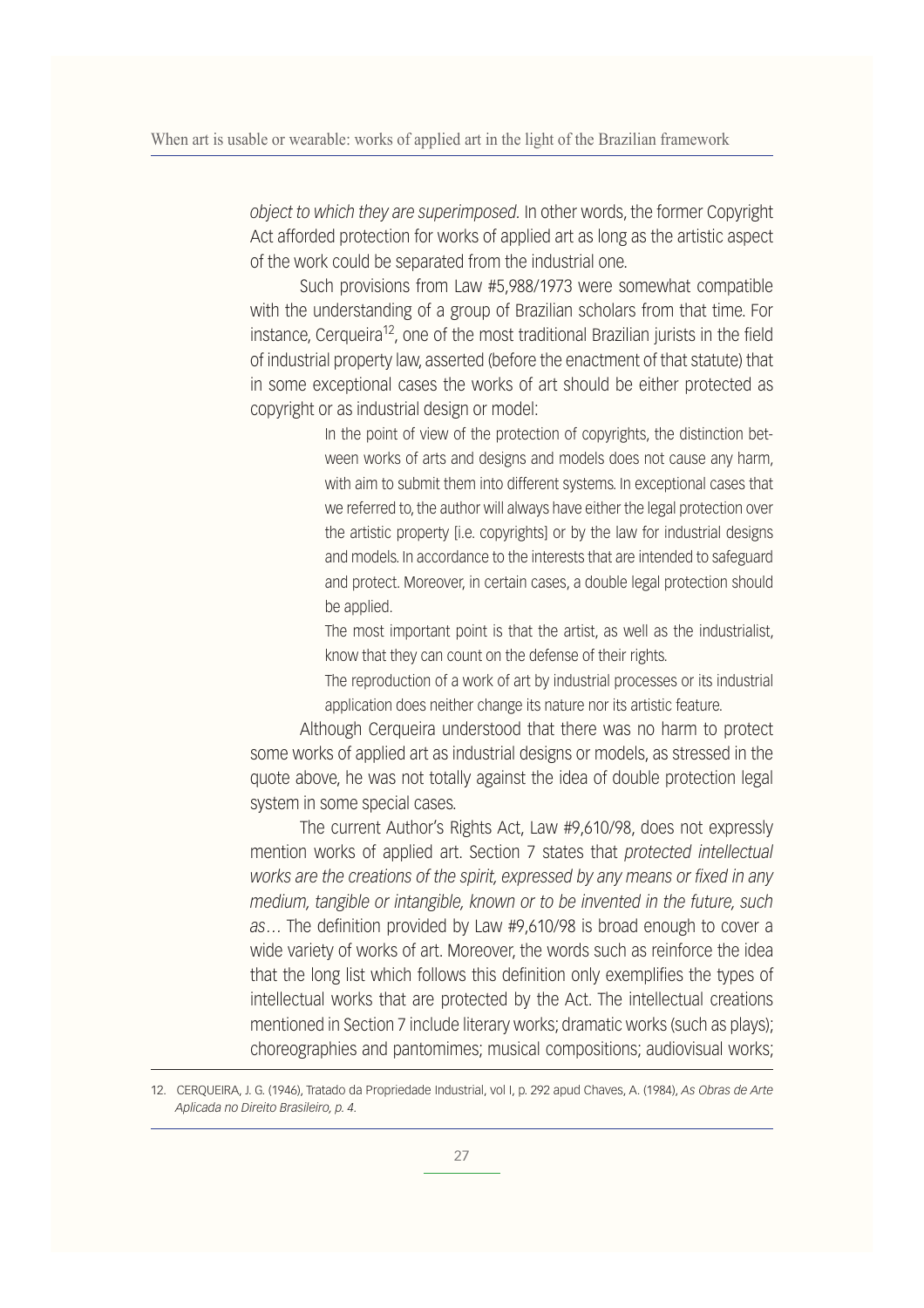*object to which they are superimposed*. In other words, the former Copyright Act afforded protection for works of applied art as long as the artistic aspect of the work could be separated from the industrial one.

Such provisions from Law #5,988/1973 were somewhat compatible with the understanding of a group of Brazilian scholars from that time. For instance, Cerqueira[12], one of the most traditional Brazilian jurists in the field of industrial property law, asserted (before the enactment of that statute) that in some exceptional cases the works of art should be either protected as copyright or as industrial design or model:

> In the point of view of the protection of copyrights, the distinction between works of arts and designs and models does not cause any harm, with aim to submit them into different systems. In exceptional cases that we referred to, the author will always have either the legal protection over the artistic property [i.e. copyrights] or by the law for industrial designs and models. In accordance to the interests that are intended to safeguard and protect. Moreover, in certain cases, a double legal protection should be applied.
>
> The most important point is that the artist, as well as the industrialist, know that they can count on the defense of their rights.
>
> The reproduction of a work of art by industrial processes or its industrial application does neither change its nature nor its artistic feature.

Although Cerqueira understood that there was no harm to protect some works of applied art as industrial designs or models, as stressed in the quote above, he was not totally against the idea of double protection legal system in some special cases.

The current Author's Rights Act, Law #9,610/98, does not expressly mention works of applied art. Section 7 states that *protected intellectual works are the creations of the spirit, expressed by any means or fixed in any medium, tangible or intangible, known or to be invented in the future, such as*… The definition provided by Law #9,610/98 is broad enough to cover a wide variety of works of art. Moreover, the words such as reinforce the idea that the long list which follows this definition only exemplifies the types of intellectual works that are protected by the Act. The intellectual creations mentioned in Section 7 include literary works; dramatic works (such as plays); choreographies and pantomimes; musical compositions; audiovisual works;

---

12. CERQUEIRA, J. G. (1946), Tratado da Propriedade Industrial, vol I, p. 292 apud Chaves, A. (1984), *As Obras de Arte Aplicada no Direito Brasileiro, p. 4.*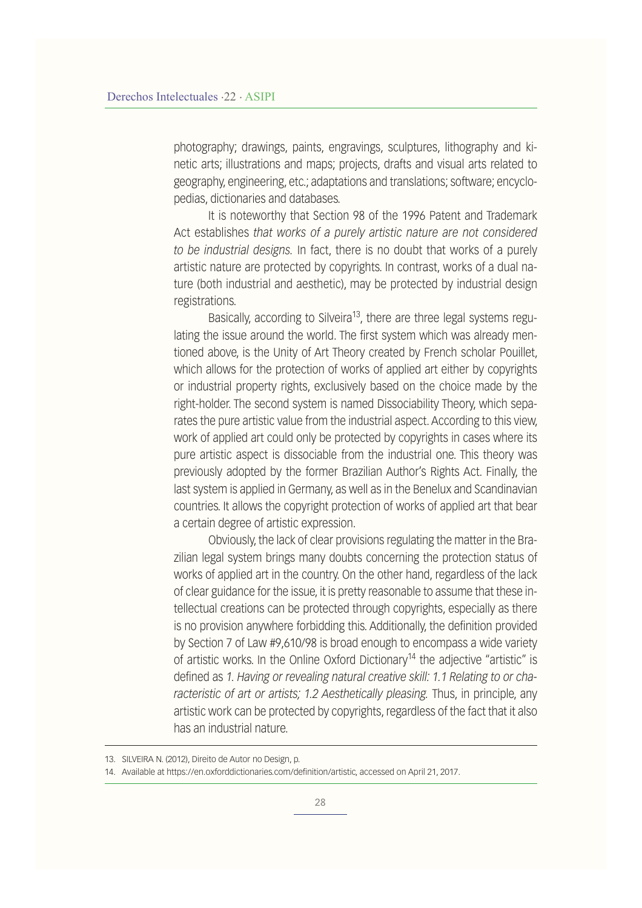photography; drawings, paints, engravings, sculptures, lithography and kinetic arts; illustrations and maps; projects, drafts and visual arts related to geography, engineering, etc.; adaptations and translations; software; encyclopedias, dictionaries and databases.

It is noteworthy that Section 98 of the 1996 Patent and Trademark Act establishes *that works of a purely artistic nature are not considered to be industrial designs.* In fact, there is no doubt that works of a purely artistic nature are protected by copyrights. In contrast, works of a dual nature (both industrial and aesthetic), may be protected by industrial design registrations.

Basically, according to Silveira[13], there are three legal systems regulating the issue around the world. The first system which was already mentioned above, is the Unity of Art Theory created by French scholar Pouillet, which allows for the protection of works of applied art either by copyrights or industrial property rights, exclusively based on the choice made by the right-holder. The second system is named Dissociability Theory, which separates the pure artistic value from the industrial aspect. According to this view, work of applied art could only be protected by copyrights in cases where its pure artistic aspect is dissociable from the industrial one. This theory was previously adopted by the former Brazilian Author's Rights Act. Finally, the last system is applied in Germany, as well as in the Benelux and Scandinavian countries. It allows the copyright protection of works of applied art that bear a certain degree of artistic expression.

Obviously, the lack of clear provisions regulating the matter in the Brazilian legal system brings many doubts concerning the protection status of works of applied art in the country. On the other hand, regardless of the lack of clear guidance for the issue, it is pretty reasonable to assume that these intellectual creations can be protected through copyrights, especially as there is no provision anywhere forbidding this. Additionally, the definition provided by Section 7 of Law #9,610/98 is broad enough to encompass a wide variety of artistic works. In the Online Oxford Dictionary[14] the adjective "artistic" is defined as *1. Having or revealing natural creative skill: 1.1 Relating to or characteristic of art or artists; 1.2 Aesthetically pleasing.* Thus, in principle, any artistic work can be protected by copyrights, regardless of the fact that it also has an industrial nature.

---

13. SILVEIRA N. (2012), Direito de Autor no Design, p.

14. Available at https://en.oxforddictionaries.com/definition/artistic, accessed on April 21, 2017.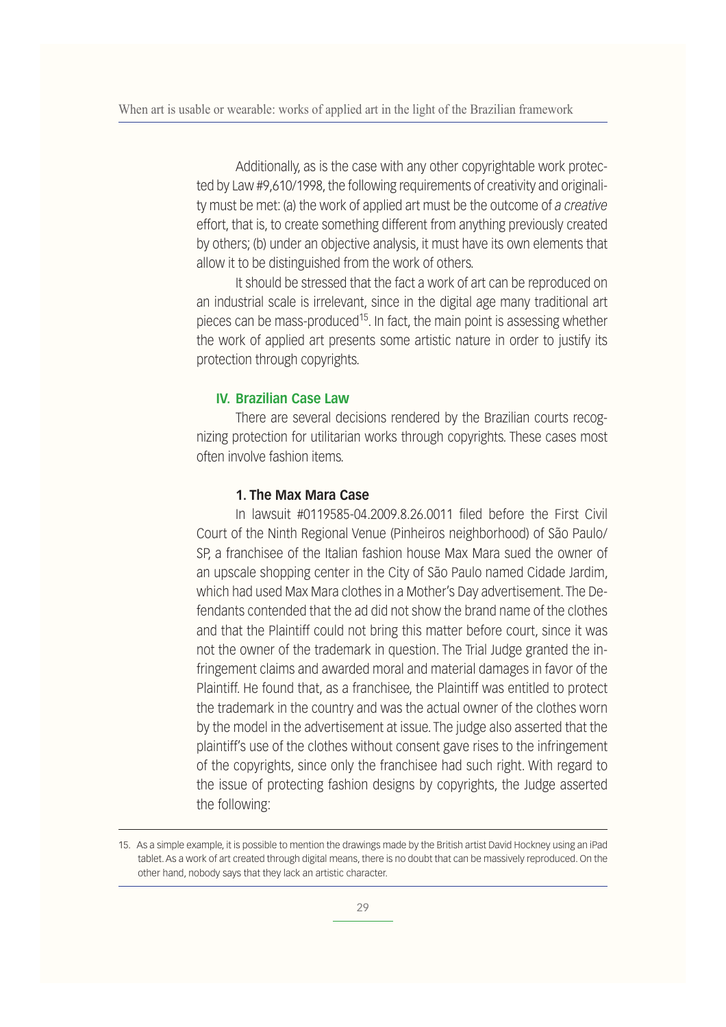Additionally, as is the case with any other copyrightable work protected by Law #9,610/1998, the following requirements of creativity and originality must be met: (a) the work of applied art must be the outcome of *a creative* effort, that is, to create something different from anything previously created by others; (b) under an objective analysis, it must have its own elements that allow it to be distinguished from the work of others.

It should be stressed that the fact a work of art can be reproduced on an industrial scale is irrelevant, since in the digital age many traditional art pieces can be mass-produced[15]. In fact, the main point is assessing whether the work of applied art presents some artistic nature in order to justify its protection through copyrights.

## IV. Brazilian Case Law

There are several decisions rendered by the Brazilian courts recognizing protection for utilitarian works through copyrights. These cases most often involve fashion items.

### 1. The Max Mara Case

In lawsuit #0119585-04.2009.8.26.0011 filed before the First Civil Court of the Ninth Regional Venue (Pinheiros neighborhood) of São Paulo/SP, a franchisee of the Italian fashion house Max Mara sued the owner of an upscale shopping center in the City of São Paulo named Cidade Jardim, which had used Max Mara clothes in a Mother's Day advertisement. The Defendants contended that the ad did not show the brand name of the clothes and that the Plaintiff could not bring this matter before court, since it was not the owner of the trademark in question. The Trial Judge granted the infringement claims and awarded moral and material damages in favor of the Plaintiff. He found that, as a franchisee, the Plaintiff was entitled to protect the trademark in the country and was the actual owner of the clothes worn by the model in the advertisement at issue. The judge also asserted that the plaintiff's use of the clothes without consent gave rises to the infringement of the copyrights, since only the franchisee had such right. With regard to the issue of protecting fashion designs by copyrights, the Judge asserted the following:

---

15. As a simple example, it is possible to mention the drawings made by the British artist David Hockney using an iPad tablet. As a work of art created through digital means, there is no doubt that can be massively reproduced. On the other hand, nobody says that they lack an artistic character.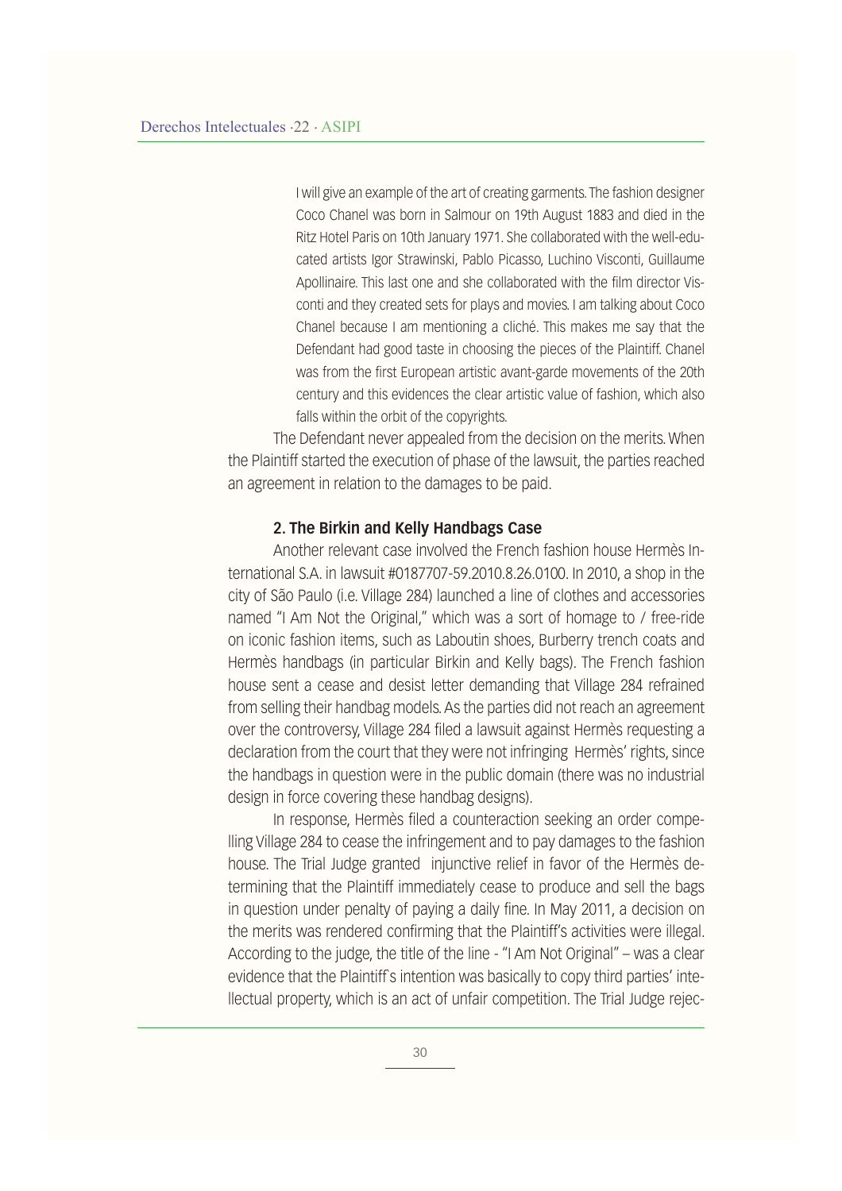> I will give an example of the art of creating garments. The fashion designer Coco Chanel was born in Salmour on 19th August 1883 and died in the Ritz Hotel Paris on 10th January 1971. She collaborated with the well-educated artists Igor Strawinski, Pablo Picasso, Luchino Visconti, Guillaume Apollinaire. This last one and she collaborated with the film director Visconti and they created sets for plays and movies. I am talking about Coco Chanel because I am mentioning a cliché. This makes me say that the Defendant had good taste in choosing the pieces of the Plaintiff. Chanel was from the first European artistic avant-garde movements of the 20th century and this evidences the clear artistic value of fashion, which also falls within the orbit of the copyrights.

The Defendant never appealed from the decision on the merits. When the Plaintiff started the execution of phase of the lawsuit, the parties reached an agreement in relation to the damages to be paid.

### 2. The Birkin and Kelly Handbags Case

Another relevant case involved the French fashion house Hermès International S.A. in lawsuit #0187707-59.2010.8.26.0100. In 2010, a shop in the city of São Paulo (i.e. Village 284) launched a line of clothes and accessories named "I Am Not the Original," which was a sort of homage to / free-ride on iconic fashion items, such as Laboutin shoes, Burberry trench coats and Hermès handbags (in particular Birkin and Kelly bags). The French fashion house sent a cease and desist letter demanding that Village 284 refrained from selling their handbag models. As the parties did not reach an agreement over the controversy, Village 284 filed a lawsuit against Hermès requesting a declaration from the court that they were not infringing Hermès' rights, since the handbags in question were in the public domain (there was no industrial design in force covering these handbag designs).

In response, Hermès filed a counteraction seeking an order compelling Village 284 to cease the infringement and to pay damages to the fashion house. The Trial Judge granted injunctive relief in favor of the Hermès determining that the Plaintiff immediately cease to produce and sell the bags in question under penalty of paying a daily fine. In May 2011, a decision on the merits was rendered confirming that the Plaintiff's activities were illegal. According to the judge, the title of the line - "I Am Not Original" – was a clear evidence that the Plaintiff´s intention was basically to copy third parties' intellectual property, which is an act of unfair competition. The Trial Judge rejec-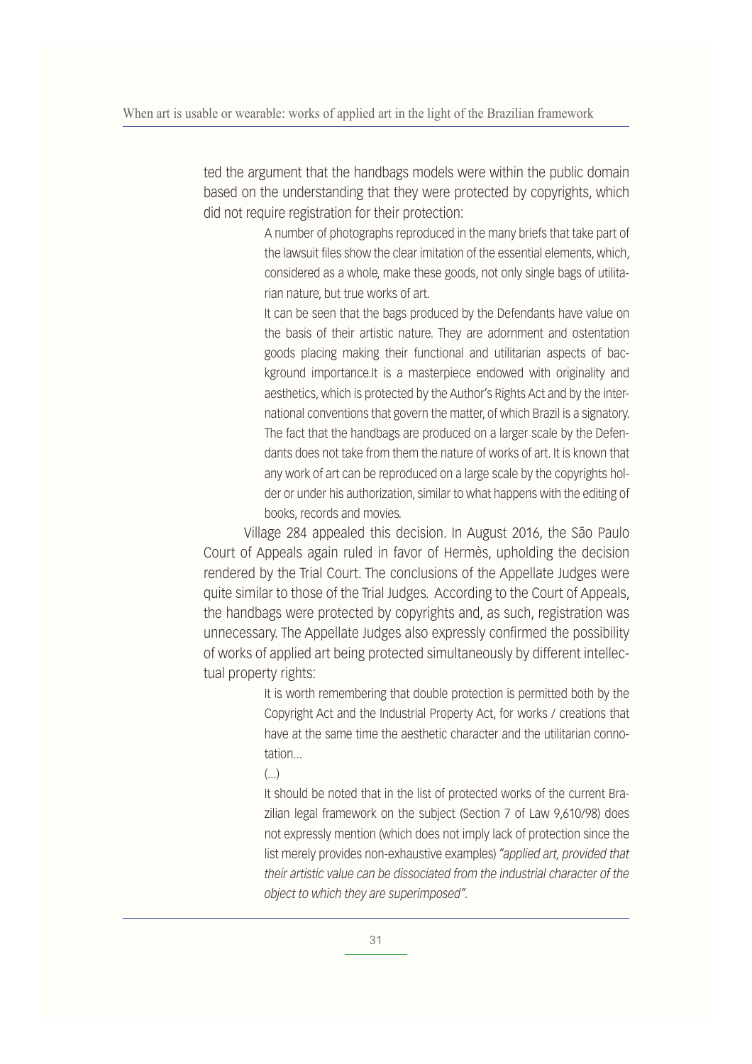ted the argument that the handbags models were within the public domain based on the understanding that they were protected by copyrights, which did not require registration for their protection:

> A number of photographs reproduced in the many briefs that take part of the lawsuit files show the clear imitation of the essential elements, which, considered as a whole, make these goods, not only single bags of utilitarian nature, but true works of art.
>
> It can be seen that the bags produced by the Defendants have value on the basis of their artistic nature. They are adornment and ostentation goods placing making their functional and utilitarian aspects of background importance.It is a masterpiece endowed with originality and aesthetics, which is protected by the Author's Rights Act and by the international conventions that govern the matter, of which Brazil is a signatory. The fact that the handbags are produced on a larger scale by the Defendants does not take from them the nature of works of art. It is known that any work of art can be reproduced on a large scale by the copyrights holder or under his authorization, similar to what happens with the editing of books, records and movies.

Village 284 appealed this decision. In August 2016, the São Paulo Court of Appeals again ruled in favor of Hermès, upholding the decision rendered by the Trial Court. The conclusions of the Appellate Judges were quite similar to those of the Trial Judges. According to the Court of Appeals, the handbags were protected by copyrights and, as such, registration was unnecessary. The Appellate Judges also expressly confirmed the possibility of works of applied art being protected simultaneously by different intellectual property rights:

> It is worth remembering that double protection is permitted both by the Copyright Act and the Industrial Property Act, for works / creations that have at the same time the aesthetic character and the utilitarian connotation...
>
> (...)
>
> It should be noted that in the list of protected works of the current Brazilian legal framework on the subject (Section 7 of Law 9,610/98) does not expressly mention (which does not imply lack of protection since the list merely provides non-exhaustive examples) *"applied art, provided that their artistic value can be dissociated from the industrial character of the object to which they are superimposed"*.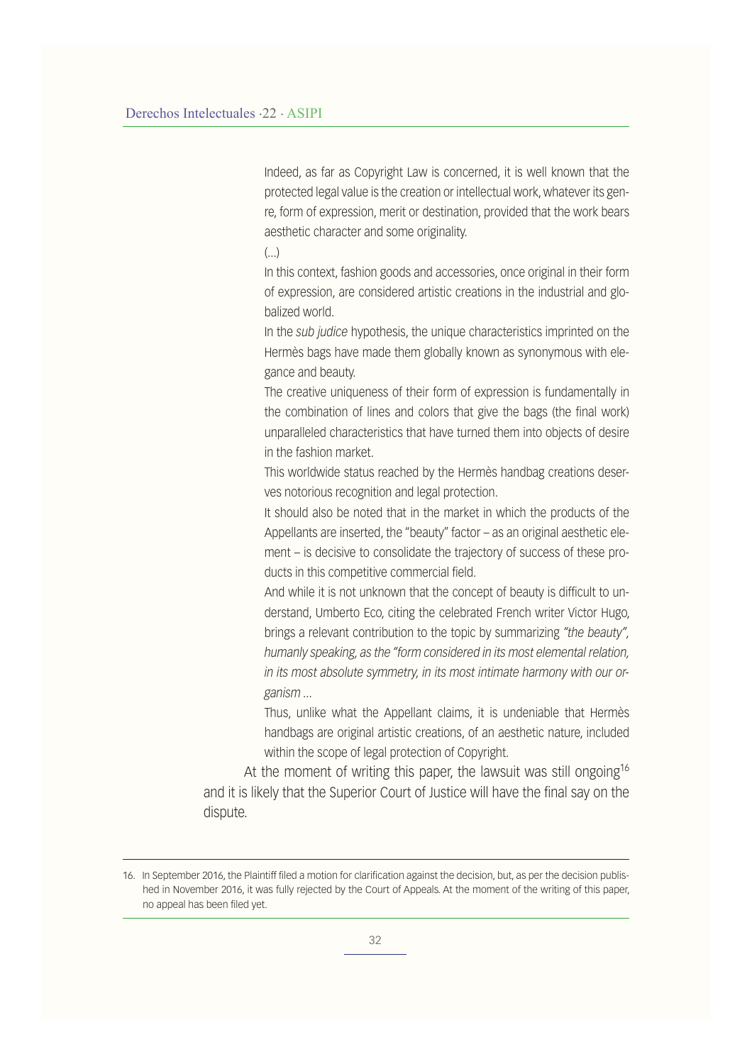> Indeed, as far as Copyright Law is concerned, it is well known that the protected legal value is the creation or intellectual work, whatever its genre, form of expression, merit or destination, provided that the work bears aesthetic character and some originality.
>
> (...)
>
> In this context, fashion goods and accessories, once original in their form of expression, are considered artistic creations in the industrial and globalized world.
>
> In the *sub judice* hypothesis, the unique characteristics imprinted on the Hermès bags have made them globally known as synonymous with elegance and beauty.
>
> The creative uniqueness of their form of expression is fundamentally in the combination of lines and colors that give the bags (the final work) unparalleled characteristics that have turned them into objects of desire in the fashion market.
>
> This worldwide status reached by the Hermès handbag creations deserves notorious recognition and legal protection.
>
> It should also be noted that in the market in which the products of the Appellants are inserted, the "beauty" factor – as an original aesthetic element – is decisive to consolidate the trajectory of success of these products in this competitive commercial field.
>
> And while it is not unknown that the concept of beauty is difficult to understand, Umberto Eco, citing the celebrated French writer Victor Hugo, brings a relevant contribution to the topic by summarizing *"the beauty", humanly speaking, as the "form considered in its most elemental relation, in its most absolute symmetry, in its most intimate harmony with our organism ...*
>
> Thus, unlike what the Appellant claims, it is undeniable that Hermès handbags are original artistic creations, of an aesthetic nature, included within the scope of legal protection of Copyright.

At the moment of writing this paper, the lawsuit was still ongoing[16] and it is likely that the Superior Court of Justice will have the final say on the dispute.

---

16. In September 2016, the Plaintiff filed a motion for clarification against the decision, but, as per the decision published in November 2016, it was fully rejected by the Court of Appeals. At the moment of the writing of this paper, no appeal has been filed yet.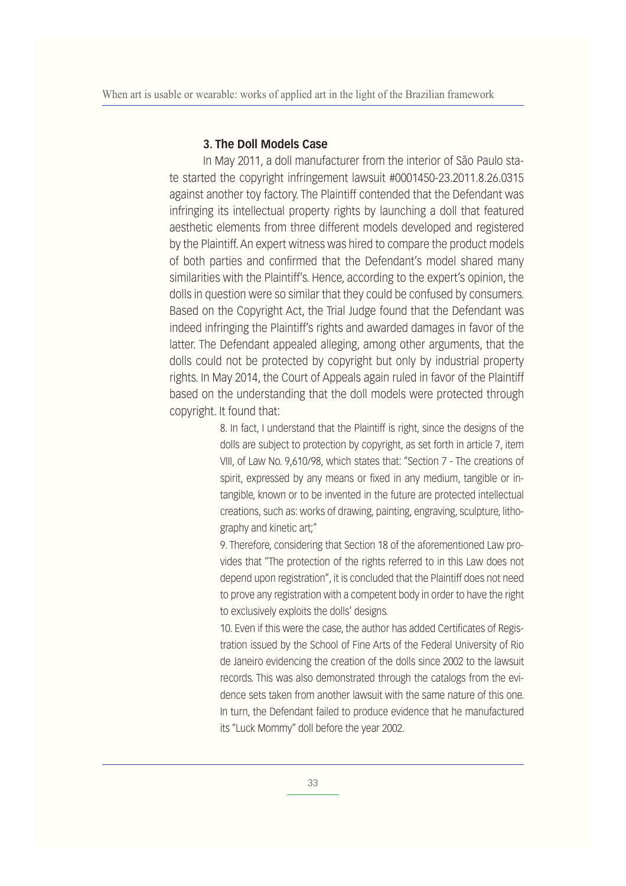### 3. The Doll Models Case

In May 2011, a doll manufacturer from the interior of São Paulo state started the copyright infringement lawsuit #0001450-23.2011.8.26.0315 against another toy factory. The Plaintiff contended that the Defendant was infringing its intellectual property rights by launching a doll that featured aesthetic elements from three different models developed and registered by the Plaintiff. An expert witness was hired to compare the product models of both parties and confirmed that the Defendant's model shared many similarities with the Plaintiff's. Hence, according to the expert's opinion, the dolls in question were so similar that they could be confused by consumers. Based on the Copyright Act, the Trial Judge found that the Defendant was indeed infringing the Plaintiff's rights and awarded damages in favor of the latter. The Defendant appealed alleging, among other arguments, that the dolls could not be protected by copyright but only by industrial property rights. In May 2014, the Court of Appeals again ruled in favor of the Plaintiff based on the understanding that the doll models were protected through copyright. It found that:

> 8. In fact, I understand that the Plaintiff is right, since the designs of the dolls are subject to protection by copyright, as set forth in article 7, item VIII, of Law No. 9,610/98, which states that: "Section 7 - The creations of spirit, expressed by any means or fixed in any medium, tangible or intangible, known or to be invented in the future are protected intellectual creations, such as: works of drawing, painting, engraving, sculpture, lithography and kinetic art;"
>
> 9. Therefore, considering that Section 18 of the aforementioned Law provides that "The protection of the rights referred to in this Law does not depend upon registration", it is concluded that the Plaintiff does not need to prove any registration with a competent body in order to have the right to exclusively exploits the dolls' designs.
>
> 10. Even if this were the case, the author has added Certificates of Registration issued by the School of Fine Arts of the Federal University of Rio de Janeiro evidencing the creation of the dolls since 2002 to the lawsuit records. This was also demonstrated through the catalogs from the evidence sets taken from another lawsuit with the same nature of this one. In turn, the Defendant failed to produce evidence that he manufactured its "Luck Mommy" doll before the year 2002.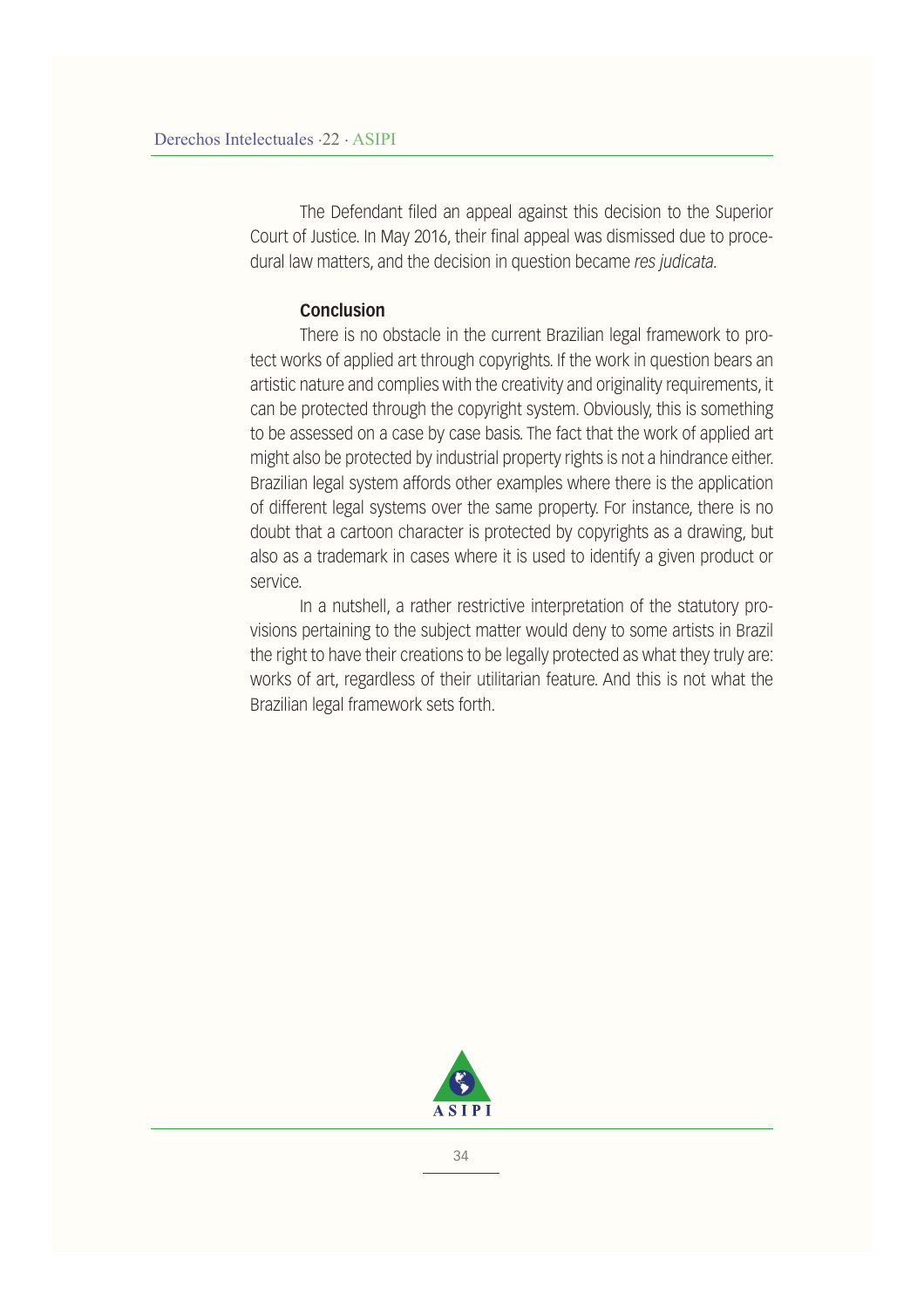The Defendant filed an appeal against this decision to the Superior Court of Justice. In May 2016, their final appeal was dismissed due to procedural law matters, and the decision in question became *res judicata*.

### Conclusion

There is no obstacle in the current Brazilian legal framework to protect works of applied art through copyrights. If the work in question bears an artistic nature and complies with the creativity and originality requirements, it can be protected through the copyright system. Obviously, this is something to be assessed on a case by case basis. The fact that the work of applied art might also be protected by industrial property rights is not a hindrance either. Brazilian legal system affords other examples where there is the application of different legal systems over the same property. For instance, there is no doubt that a cartoon character is protected by copyrights as a drawing, but also as a trademark in cases where it is used to identify a given product or service.

In a nutshell, a rather restrictive interpretation of the statutory provisions pertaining to the subject matter would deny to some artists in Brazil the right to have their creations to be legally protected as what they truly are: works of art, regardless of their utilitarian feature. And this is not what the Brazilian legal framework sets forth.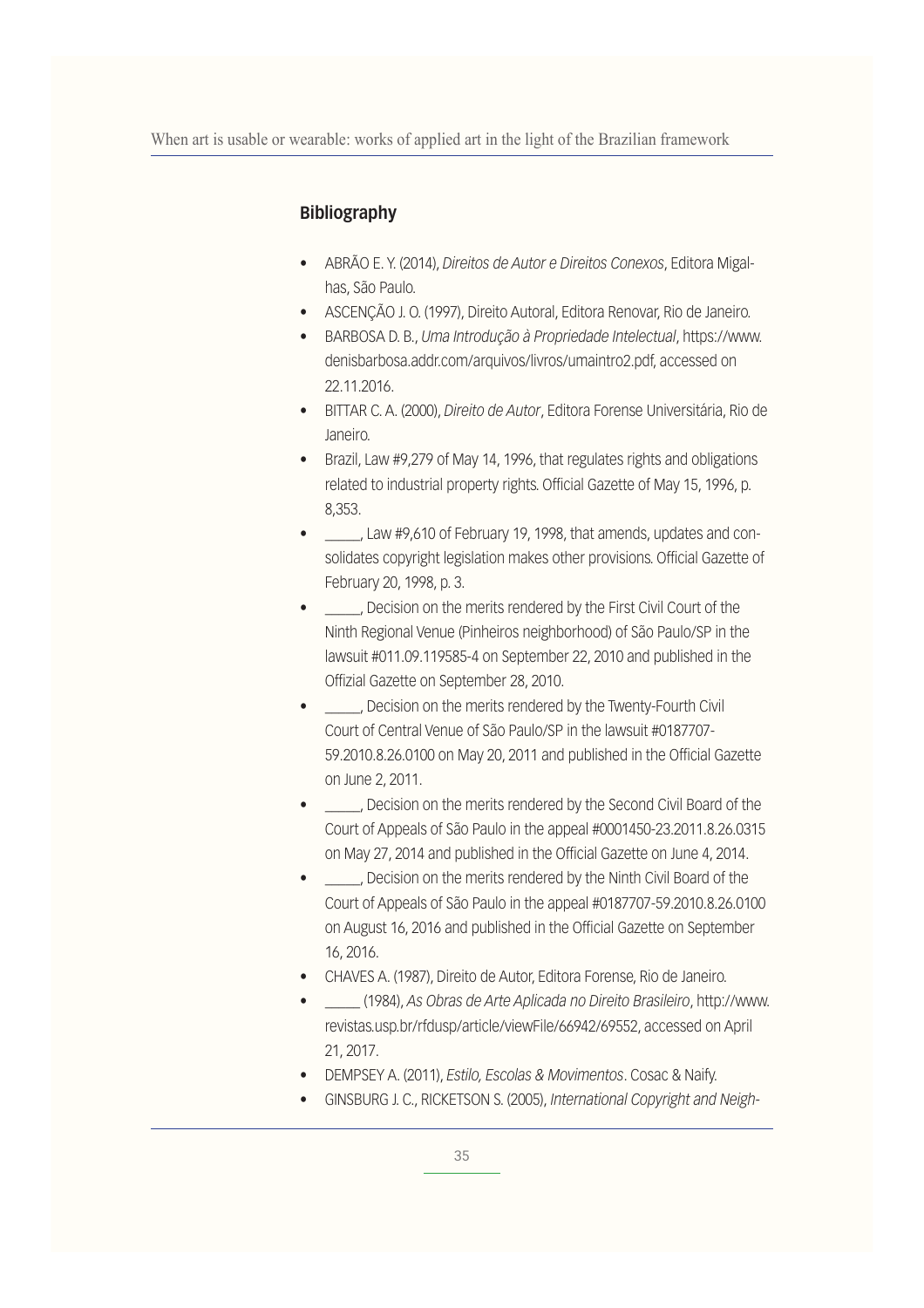## Bibliography

- ABRÃO E. Y. (2014), *Direitos de Autor e Direitos Conexos*, Editora Migalhas, São Paulo.
- ASCENÇÃO J. O. (1997), Direito Autoral, Editora Renovar, Rio de Janeiro.
- BARBOSA D. B., *Uma Introdução à Propriedade Intelectual*, https://www.denisbarbosa.addr.com/arquivos/livros/umaintro2.pdf, accessed on 22.11.2016.
- BITTAR C. A. (2000), *Direito de Autor*, Editora Forense Universitária, Rio de Janeiro.
- Brazil, Law #9,279 of May 14, 1996, that regulates rights and obligations related to industrial property rights. Official Gazette of May 15, 1996, p. 8,353.
- _____, Law #9,610 of February 19, 1998, that amends, updates and consolidates copyright legislation makes other provisions. Official Gazette of February 20, 1998, p. 3.
- _____, Decision on the merits rendered by the First Civil Court of the Ninth Regional Venue (Pinheiros neighborhood) of São Paulo/SP in the lawsuit #011.09.119585-4 on September 22, 2010 and published in the Offizial Gazette on September 28, 2010.
- _____, Decision on the merits rendered by the Twenty-Fourth Civil Court of Central Venue of São Paulo/SP in the lawsuit #0187707-59.2010.8.26.0100 on May 20, 2011 and published in the Official Gazette on June 2, 2011.
- _____, Decision on the merits rendered by the Second Civil Board of the Court of Appeals of São Paulo in the appeal #0001450-23.2011.8.26.0315 on May 27, 2014 and published in the Official Gazette on June 4, 2014.
- _____, Decision on the merits rendered by the Ninth Civil Board of the Court of Appeals of São Paulo in the appeal #0187707-59.2010.8.26.0100 on August 16, 2016 and published in the Official Gazette on September 16, 2016.
- CHAVES A. (1987), Direito de Autor, Editora Forense, Rio de Janeiro.
- _____ (1984), *As Obras de Arte Aplicada no Direito Brasileiro*, http://www.revistas.usp.br/rfdusp/article/viewFile/66942/69552, accessed on April 21, 2017.
- DEMPSEY A. (2011), *Estilo, Escolas & Movimentos*. Cosac & Naify.
- GINSBURG J. C., RICKETSON S. (2005), *International Copyright and Neigh-*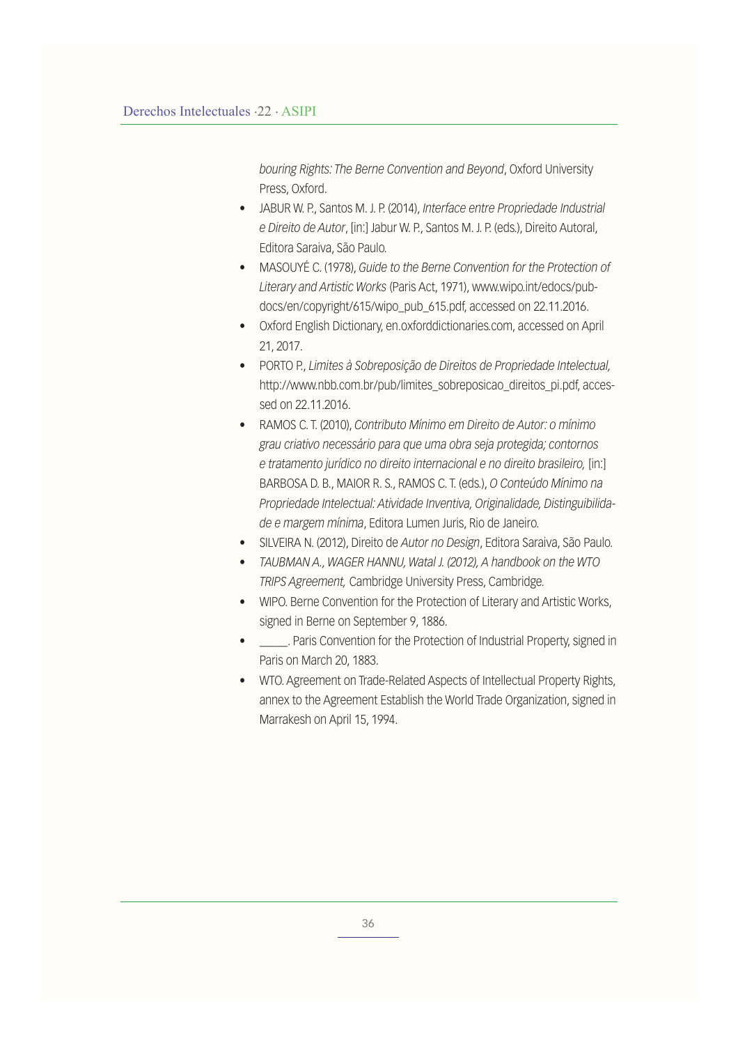*bouring Rights: The Berne Convention and Beyond*, Oxford University Press, Oxford.

- JABUR W. P., Santos M. J. P. (2014), *Interface entre Propriedade Industrial e Direito de Autor*, [in:] Jabur W. P., Santos M. J. P. (eds.), Direito Autoral, Editora Saraiva, São Paulo.
- MASOUYÉ C. (1978), *Guide to the Berne Convention for the Protection of Literary and Artistic Works* (Paris Act, 1971), www.wipo.int/edocs/pubdocs/en/copyright/615/wipo_pub_615.pdf, accessed on 22.11.2016.
- Oxford English Dictionary, en.oxforddictionaries.com, accessed on April 21, 2017.
- PORTO P., *Limites à Sobreposição de Direitos de Propriedade Intelectual,* http://www.nbb.com.br/pub/limites_sobreposicao_direitos_pi.pdf, accessed on 22.11.2016.
- RAMOS C. T. (2010), *Contributo Mínimo em Direito de Autor: o mínimo grau criativo necessário para que uma obra seja protegida; contornos e tratamento jurídico no direito internacional e no direito brasileiro,* [in:] BARBOSA D. B., MAIOR R. S., RAMOS C. T. (eds.), *O Conteúdo Mínimo na Propriedade Intelectual: Atividade Inventiva, Originalidade, Distinguibilidade e margem mínima*, Editora Lumen Juris, Rio de Janeiro.
- SILVEIRA N. (2012), Direito de *Autor no Design*, Editora Saraiva, São Paulo.
- *TAUBMAN A., WAGER HANNU, Watal J. (2012), A handbook on the WTO TRIPS Agreement,* Cambridge University Press, Cambridge.
- WIPO. Berne Convention for the Protection of Literary and Artistic Works, signed in Berne on September 9, 1886.
- _____. Paris Convention for the Protection of Industrial Property, signed in Paris on March 20, 1883.
- WTO. Agreement on Trade-Related Aspects of Intellectual Property Rights, annex to the Agreement Establish the World Trade Organization, signed in Marrakesh on April 15, 1994.